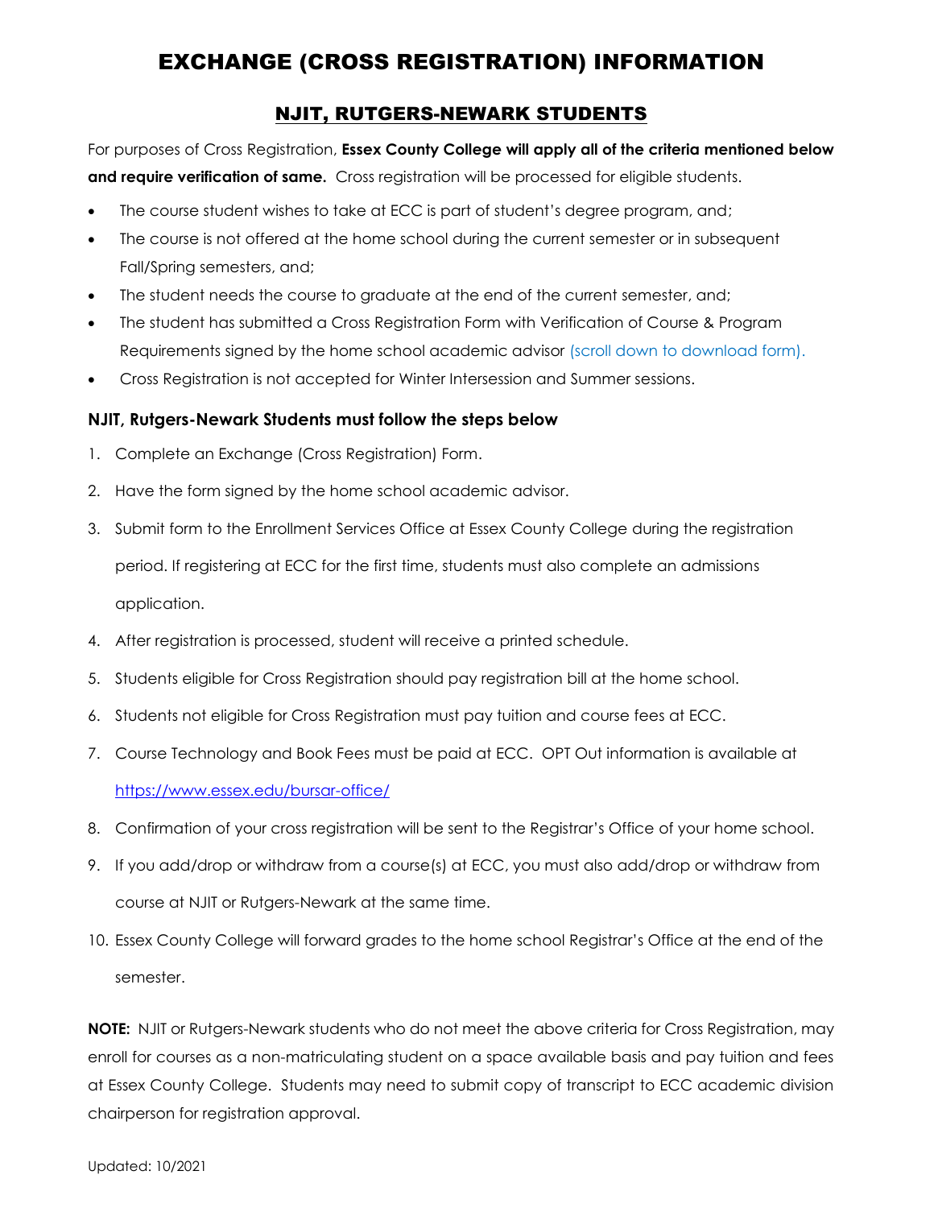# EXCHANGE (CROSS REGISTRATION) INFORMATION

## NJIT, RUTGERS-NEWARK STUDENTS

For purposes of Cross Registration, **Essex County College will apply all of the criteria mentioned below and require verification of same.** Cross registration will be processed for eligible students.

- The course student wishes to take at ECC is part of student's degree program, and;
- The course is not offered at the home school during the current semester or in subsequent Fall/Spring semesters, and;
- The student needs the course to graduate at the end of the current semester, and;
- The student has submitted a Cross Registration Form with Verification of Course & Program Requirements signed by the home school academic advisor (scroll down to download form).
- Cross Registration is not accepted for Winter Intersession and Summer sessions.

### NJIT, Rutgers-Newark Students must follow the steps below

1. Complete an Exchange (Cross Registration) Form.
2. Have the form signed by the home school academic advisor.
3. Submit form to the Enrollment Services Office at Essex County College during the registration period. If registering at ECC for the first time, students must also complete an admissions application.
4. After registration is processed, student will receive a printed schedule.
5. Students eligible for Cross Registration should pay registration bill at the home school.
6. Students not eligible for Cross Registration must pay tuition and course fees at ECC.
7. Course Technology and Book Fees must be paid at ECC. OPT Out information is available at https://www.essex.edu/bursar-office/
8. Confirmation of your cross registration will be sent to the Registrar's Office of your home school.
9. If you add/drop or withdraw from a course(s) at ECC, you must also add/drop or withdraw from course at NJIT or Rutgers-Newark at the same time.
10. Essex County College will forward grades to the home school Registrar's Office at the end of the semester.

**NOTE:** NJIT or Rutgers-Newark students who do not meet the above criteria for Cross Registration, may enroll for courses as a non-matriculating student on a space available basis and pay tuition and fees at Essex County College. Students may need to submit copy of transcript to ECC academic division chairperson for registration approval.

Updated: 10/2021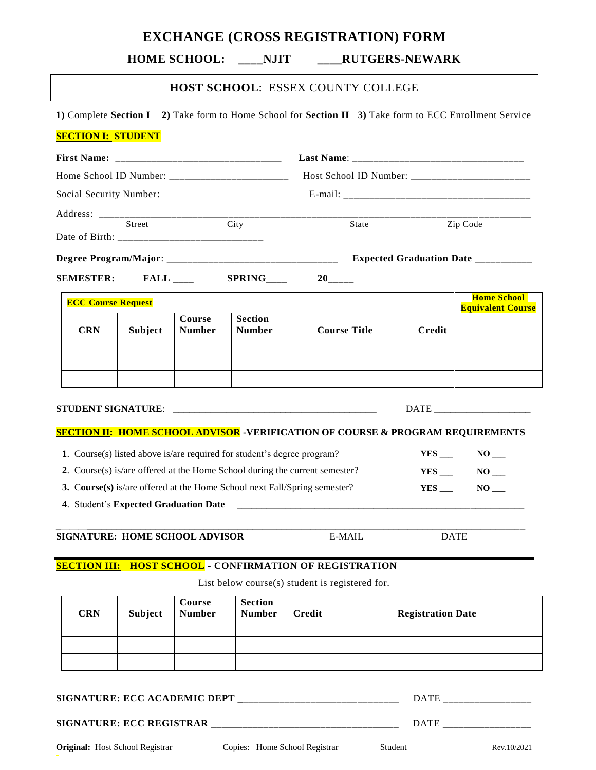# EXCHANGE (CROSS REGISTRATION) FORM

**HOME SCHOOL: ____NJIT ____RUTGERS-NEWARK**

**HOST SCHOOL**: ESSEX COUNTY COLLEGE

**1)** Complete **Section I** **2)** Take form to Home School for **Section II** **3)** Take form to ECC Enrollment Service

## SECTION I: STUDENT

**First Name:** ________________________________ **Last Name**: _________________________________

Home School ID Number: _______________________ Host School ID Number: _______________________

Social Security Number: __________________________ E-mail: ____________________________________

Address: ______________________________________________________________________________

Street City State Zip Code

Date of Birth: ____________________________

**Degree Program/Major**: _________________________________ **Expected Graduation Date** ___________

**SEMESTER: FALL ____ SPRING____ 20_____**

| **ECC Course Request** | | | | | | **Home School Equivalent Course** |
|---|---|---|---|---|---|---|
| **CRN** | **Subject** | **Course Number** | **Section Number** | **Course Title** | **Credit** | |
| | | | | | | |
| | | | | | | |
| | | | | | | |

**STUDENT SIGNATURE**: ________________________________________ DATE ____________________

## SECTION II: HOME SCHOOL ADVISOR -VERIFICATION OF COURSE & PROGRAM REQUIREMENTS

**1**. Course(s) listed above is/are required for student's degree program? **YES ___ NO ___**

**2**. Course(s) is/are offered at the Home School during the current semester? **YES ___ NO ___**

**3. Course(s)** is/are offered at the Home School next Fall/Spring semester? **YES ___ NO ___**

4. Student's **Expected Graduation Date** ____________________________________________________________

_____________________________________________________________________________________________

**SIGNATURE: HOME SCHOOL ADVISOR** E-MAIL DATE

## SECTION III: HOST SCHOOL - CONFIRMATION OF REGISTRATION

List below course(s) student is registered for.

| **CRN** | **Subject** | **Course Number** | **Section Number** | **Credit** | **Registration Date** |
|---|---|---|---|---|---|
| | | | | | |
| | | | | | |
| | | | | | |

**SIGNATURE: ECC ACADEMIC DEPT** _______________________________ DATE _________________

**SIGNATURE: ECC REGISTRAR** ____________________________________ DATE _________________

**Original:** Host School Registrar Copies: Home School Registrar Student Rev.10/2021